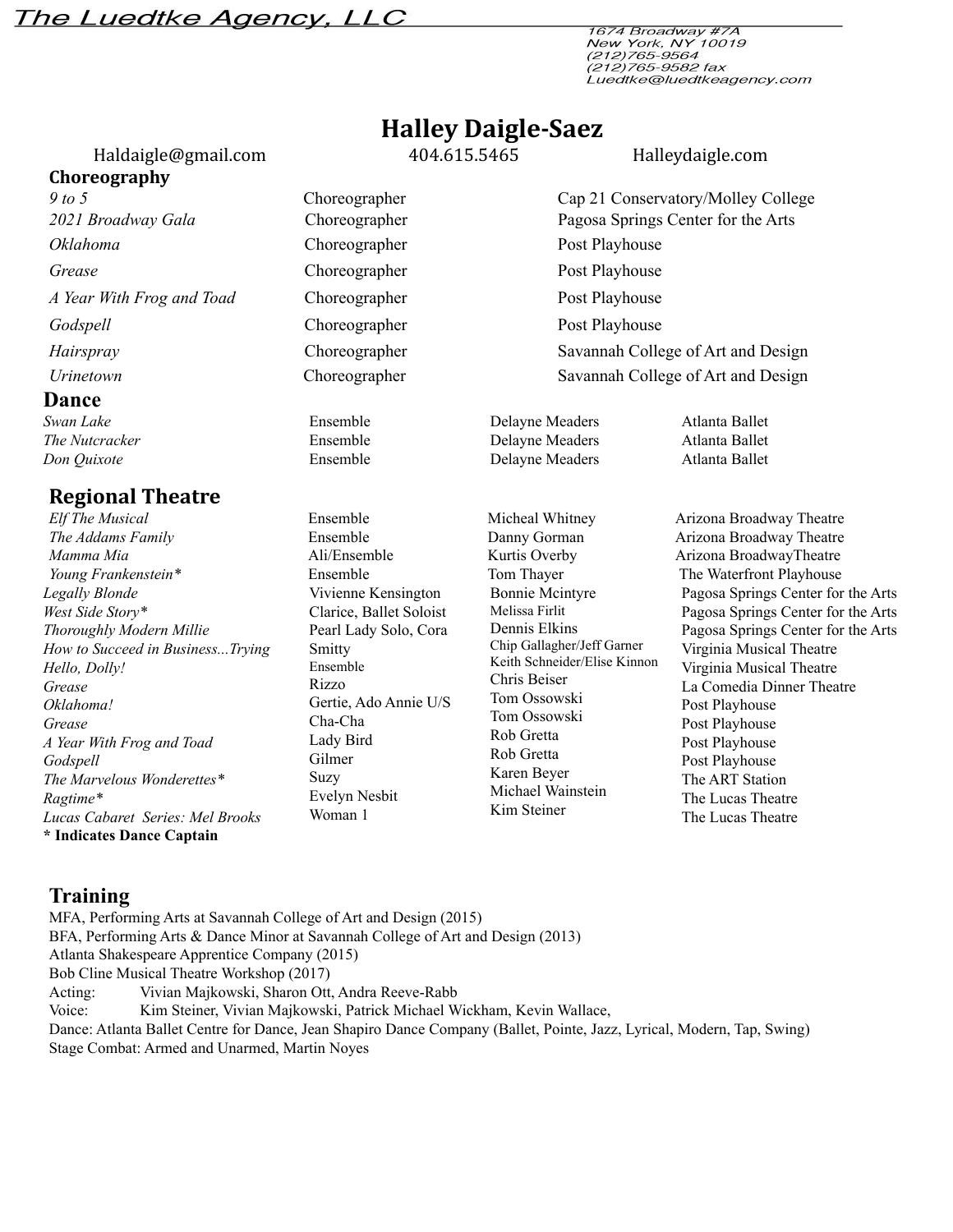The Luedtke Agency, LLC

1674 Broadway #7A
New York, NY 10019
(212)765-9564
(212)765-9582 fax
Luedtke@luedtkeagency.com

# Halley Daigle-Saez

Haldaigle@gmail.com 404.615.5465 Halleydaigle.com

## Choreography

| | | |
|---|---|---|
| *9 to 5* | Choreographer | Cap 21 Conservatory/Molley College |
| *2021 Broadway Gala* | Choreographer | Pagosa Springs Center for the Arts |
| *Oklahoma* | Choreographer | Post Playhouse |
| *Grease* | Choreographer | Post Playhouse |
| *A Year With Frog and Toad* | Choreographer | Post Playhouse |
| *Godspell* | Choreographer | Post Playhouse |
| *Hairspray* | Choreographer | Savannah College of Art and Design |
| *Urinetown* | Choreographer | Savannah College of Art and Design |

## Dance

| | | | |
|---|---|---|---|
| *Swan Lake* | Ensemble | Delayne Meaders | Atlanta Ballet |
| *The Nutcracker* | Ensemble | Delayne Meaders | Atlanta Ballet |
| *Don Quixote* | Ensemble | Delayne Meaders | Atlanta Ballet |

## Regional Theatre

| | | | |
|---|---|---|---|
| *Elf The Musical* | Ensemble | Micheal Whitney | Arizona Broadway Theatre |
| *The Addams Family* | Ensemble | Danny Gorman | Arizona Broadway Theatre |
| *Mamma Mia* | Ali/Ensemble | Kurtis Overby | Arizona BroadwayTheatre |
| *Young Frankenstein** | Ensemble | Tom Thayer | The Waterfront Playhouse |
| *Legally Blonde* | Vivienne Kensington | Bonnie Mcintyre | Pagosa Springs Center for the Arts |
| *West Side Story** | Clarice, Ballet Soloist | Melissa Firlit | Pagosa Springs Center for the Arts |
| *Thoroughly Modern Millie* | Pearl Lady Solo, Cora | Dennis Elkins | Pagosa Springs Center for the Arts |
| *How to Succeed in Business...Trying* | Smitty | Chip Gallagher/Jeff Garner | Virginia Musical Theatre |
| *Hello, Dolly!* | Ensemble | Keith Schneider/Elise Kinnon | Virginia Musical Theatre |
| *Grease* | Rizzo | Chris Beiser | La Comedia Dinner Theatre |
| *Oklahoma!* | Gertie, Ado Annie U/S | Tom Ossowski | Post Playhouse |
| *Grease* | Cha-Cha | Tom Ossowski | Post Playhouse |
| *A Year With Frog and Toad* | Lady Bird | Rob Gretta | Post Playhouse |
| *Godspell* | Gilmer | Rob Gretta | Post Playhouse |
| *The Marvelous Wonderettes** | Suzy | Karen Beyer | The ART Station |
| *Ragtime** | Evelyn Nesbit | Michael Wainstein | The Lucas Theatre |
| *Lucas Cabaret Series: Mel Brooks* | Woman 1 | Kim Steiner | The Lucas Theatre |

**\* Indicates Dance Captain**

## Training

MFA, Performing Arts at Savannah College of Art and Design (2015)
BFA, Performing Arts & Dance Minor at Savannah College of Art and Design (2013)
Atlanta Shakespeare Apprentice Company (2015)
Bob Cline Musical Theatre Workshop (2017)
Acting: Vivian Majkowski, Sharon Ott, Andra Reeve-Rabb
Voice: Kim Steiner, Vivian Majkowski, Patrick Michael Wickham, Kevin Wallace,
Dance: Atlanta Ballet Centre for Dance, Jean Shapiro Dance Company (Ballet, Pointe, Jazz, Lyrical, Modern, Tap, Swing)
Stage Combat: Armed and Unarmed, Martin Noyes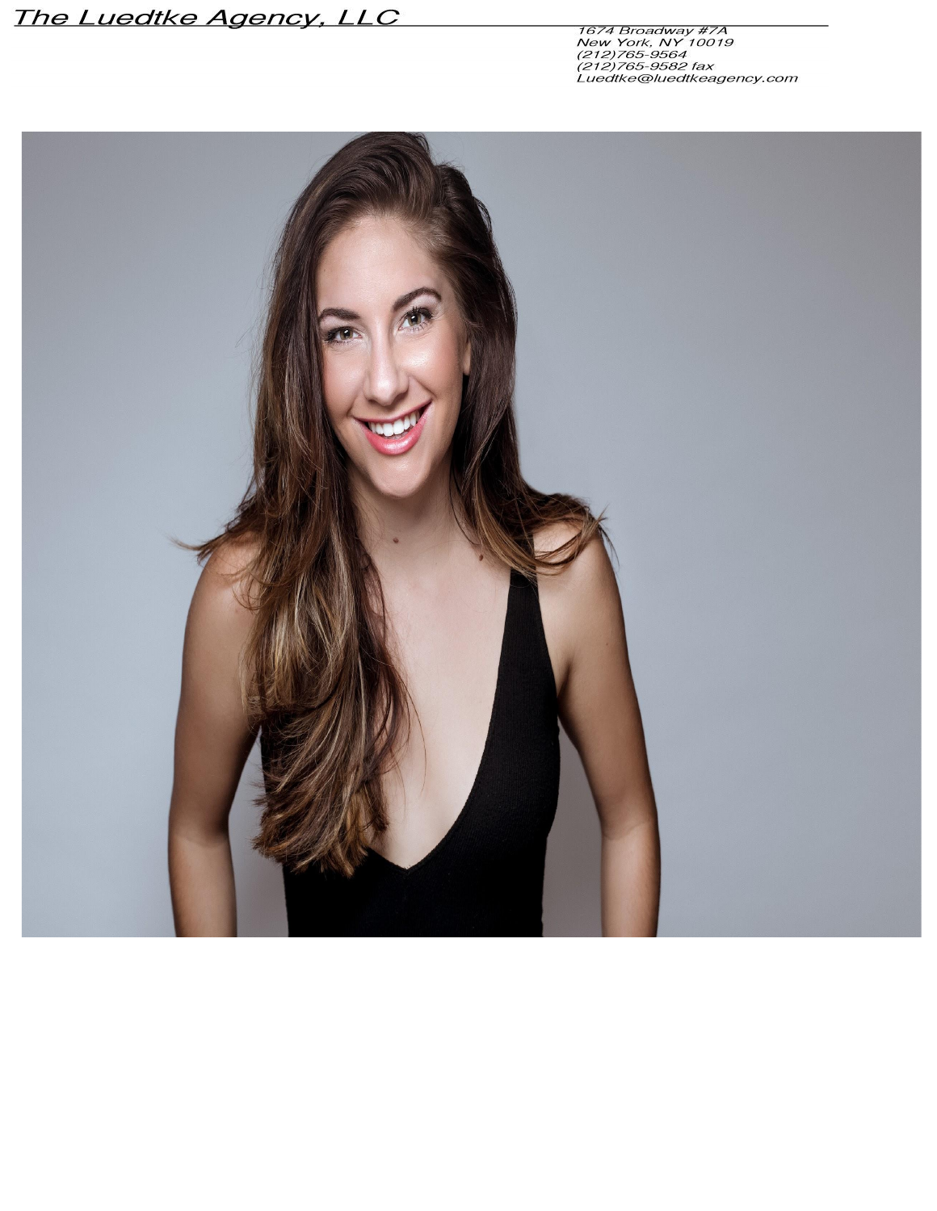The Luedtke Agency, LLC

1674 Broadway #7A
New York, NY 10019
(212)765-9564
(212)765-9582 fax
Luedtke@luedtkeagency.com